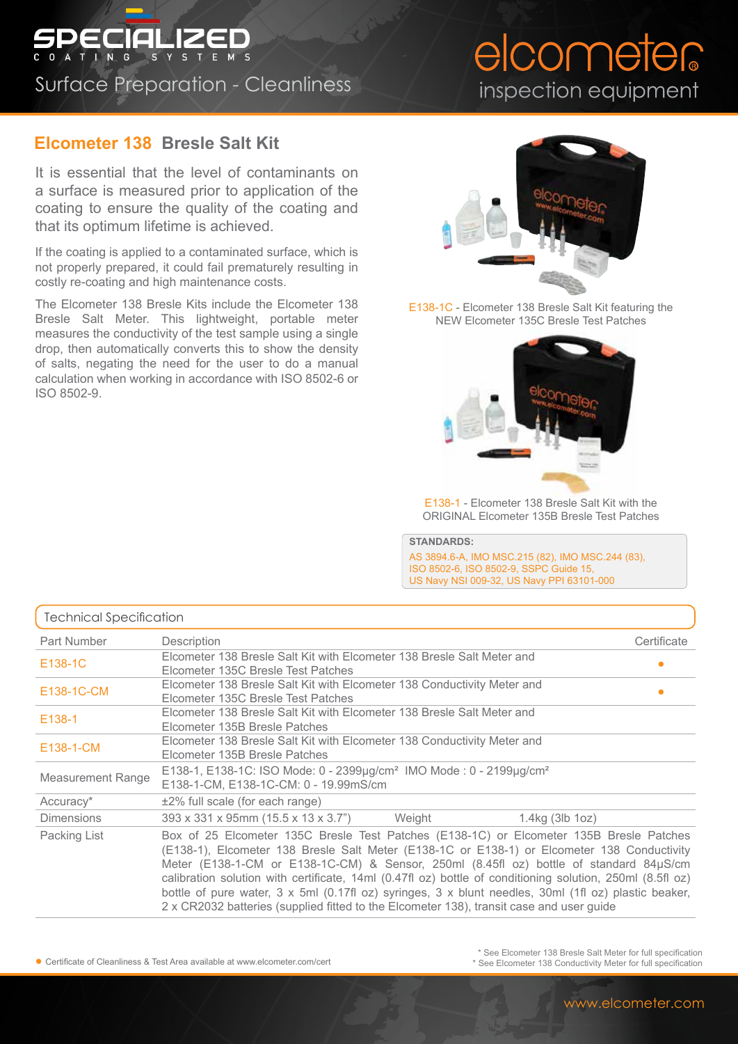# Elcometer 138 Bresle Salt Kit

It is essential that the level of contaminants on a surface is measured prior to application of the coating to ensure the quality of the coating and that its optimum lifetime is achieved.

If the coating is applied to a contaminated surface, which is not properly prepared, it could fail prematurely resulting in costly re-coating and high maintenance costs.

The Elcometer 138 Bresle Kits include the Elcometer 138 Bresle Salt Meter. This lightweight, portable meter measures the conductivity of the test sample using a single drop, then automatically converts this to show the density of salts, negating the need for the user to do a manual calculation when working in accordance with ISO 8502-6 or ISO 8502-9.

E138-1C - Elcometer 138 Bresle Salt Kit featuring the NEW Elcometer 135C Bresle Test Patches

E138-1 - Elcometer 138 Bresle Salt Kit with the ORIGINAL Elcometer 135B Bresle Test Patches

**STANDARDS:**

AS 3894.6-A, IMO MSC.215 (82), IMO MSC.244 (83), ISO 8502-6, ISO 8502-9, SSPC Guide 15, US Navy NSI 009-32, US Navy PPI 63101-000

## Technical Specification

| Part Number | Description | Certificate |
|---|---|---|
| E138-1C | Elcometer 138 Bresle Salt Kit with Elcometer 138 Bresle Salt Meter and Elcometer 135C Bresle Test Patches | • |
| E138-1C-CM | Elcometer 138 Bresle Salt Kit with Elcometer 138 Conductivity Meter and Elcometer 135C Bresle Test Patches | • |
| E138-1 | Elcometer 138 Bresle Salt Kit with Elcometer 138 Bresle Salt Meter and Elcometer 135B Bresle Patches | |
| E138-1-CM | Elcometer 138 Bresle Salt Kit with Elcometer 138 Conductivity Meter and Elcometer 135B Bresle Patches | |
| Measurement Range | E138-1, E138-1C: ISO Mode: 0 - 2399µg/cm² IMO Mode : 0 - 2199µg/cm²<br>E138-1-CM, E138-1C-CM: 0 - 19.99mS/cm | |
| Accuracy* | ±2% full scale (for each range) | |
| Dimensions | 393 x 331 x 95mm (15.5 x 13 x 3.7") Weight 1.4kg (3lb 1oz) | |
| Packing List | Box of 25 Elcometer 135C Bresle Test Patches (E138-1C) or Elcometer 135B Bresle Patches (E138-1), Elcometer 138 Bresle Salt Meter (E138-1C or E138-1) or Elcometer 138 Conductivity Meter (E138-1-CM or E138-1C-CM) & Sensor, 250ml (8.45fl oz) bottle of standard 84µS/cm calibration solution with certificate, 14ml (0.47fl oz) bottle of conditioning solution, 250ml (8.5fl oz) bottle of pure water, 3 x 5ml (0.17fl oz) syringes, 3 x blunt needles, 30ml (1fl oz) plastic beaker, 2 x CR2032 batteries (supplied fitted to the Elcometer 138), transit case and user guide | |

• Certificate of Cleanliness & Test Area available at www.elcometer.com/cert

\* See Elcometer 138 Bresle Salt Meter for full specification
\* See Elcometer 138 Conductivity Meter for full specification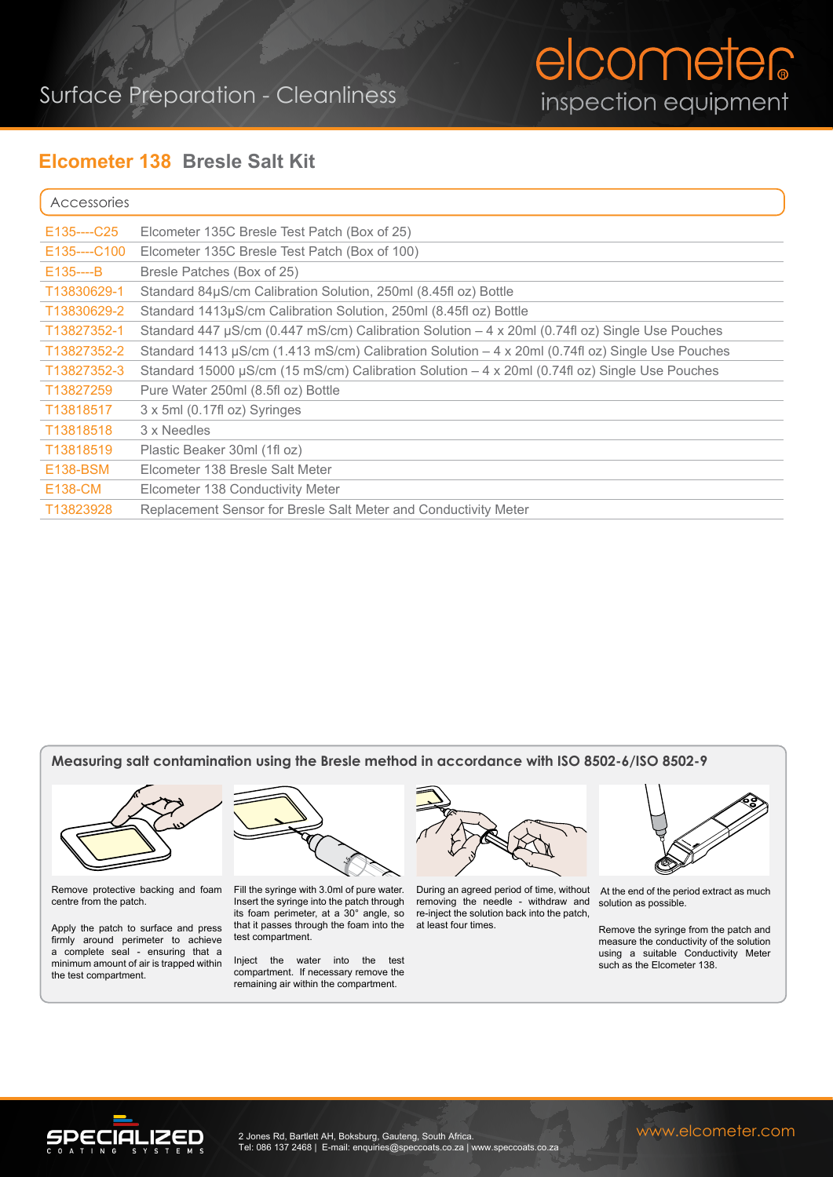Surface Preparation - Cleanliness

## Elcometer 138 Bresle Salt Kit

### Accessories

| | |
|---|---|
| E135----C25 | Elcometer 135C Bresle Test Patch (Box of 25) |
| E135----C100 | Elcometer 135C Bresle Test Patch (Box of 100) |
| E135----B | Bresle Patches (Box of 25) |
| T13830629-1 | Standard 84µS/cm Calibration Solution, 250ml (8.45fl oz) Bottle |
| T13830629-2 | Standard 1413µS/cm Calibration Solution, 250ml (8.45fl oz) Bottle |
| T13827352-1 | Standard 447 µS/cm (0.447 mS/cm) Calibration Solution – 4 x 20ml (0.74fl oz) Single Use Pouches |
| T13827352-2 | Standard 1413 µS/cm (1.413 mS/cm) Calibration Solution – 4 x 20ml (0.74fl oz) Single Use Pouches |
| T13827352-3 | Standard 15000 µS/cm (15 mS/cm) Calibration Solution – 4 x 20ml (0.74fl oz) Single Use Pouches |
| T13827259 | Pure Water 250ml (8.5fl oz) Bottle |
| T13818517 | 3 x 5ml (0.17fl oz) Syringes |
| T13818518 | 3 x Needles |
| T13818519 | Plastic Beaker 30ml (1fl oz) |
| E138-BSM | Elcometer 138 Bresle Salt Meter |
| E138-CM | Elcometer 138 Conductivity Meter |
| T13823928 | Replacement Sensor for Bresle Salt Meter and Conductivity Meter |

### Measuring salt contamination using the Bresle method in accordance with ISO 8502-6/ISO 8502-9

Remove protective backing and foam centre from the patch.

Apply the patch to surface and press firmly around perimeter to achieve a complete seal - ensuring that a minimum amount of air is trapped within the test compartment.

Fill the syringe with 3.0ml of pure water. Insert the syringe into the patch through its foam perimeter, at a 30° angle, so that it passes through the foam into the test compartment.

Inject the water into the test compartment. If necessary remove the remaining air within the compartment.

During an agreed period of time, without removing the needle - withdraw and re-inject the solution back into the patch, at least four times.

At the end of the period extract as much solution as possible.

Remove the syringe from the patch and measure the conductivity of the solution using a suitable Conductivity Meter such as the Elcometer 138.

2 Jones Rd, Bartlett AH, Boksburg, Gauteng, South Africa.
Tel: 086 137 2468 | E-mail: enquiries@speccoats.co.za | www.speccoats.co.za

www.elcometer.com